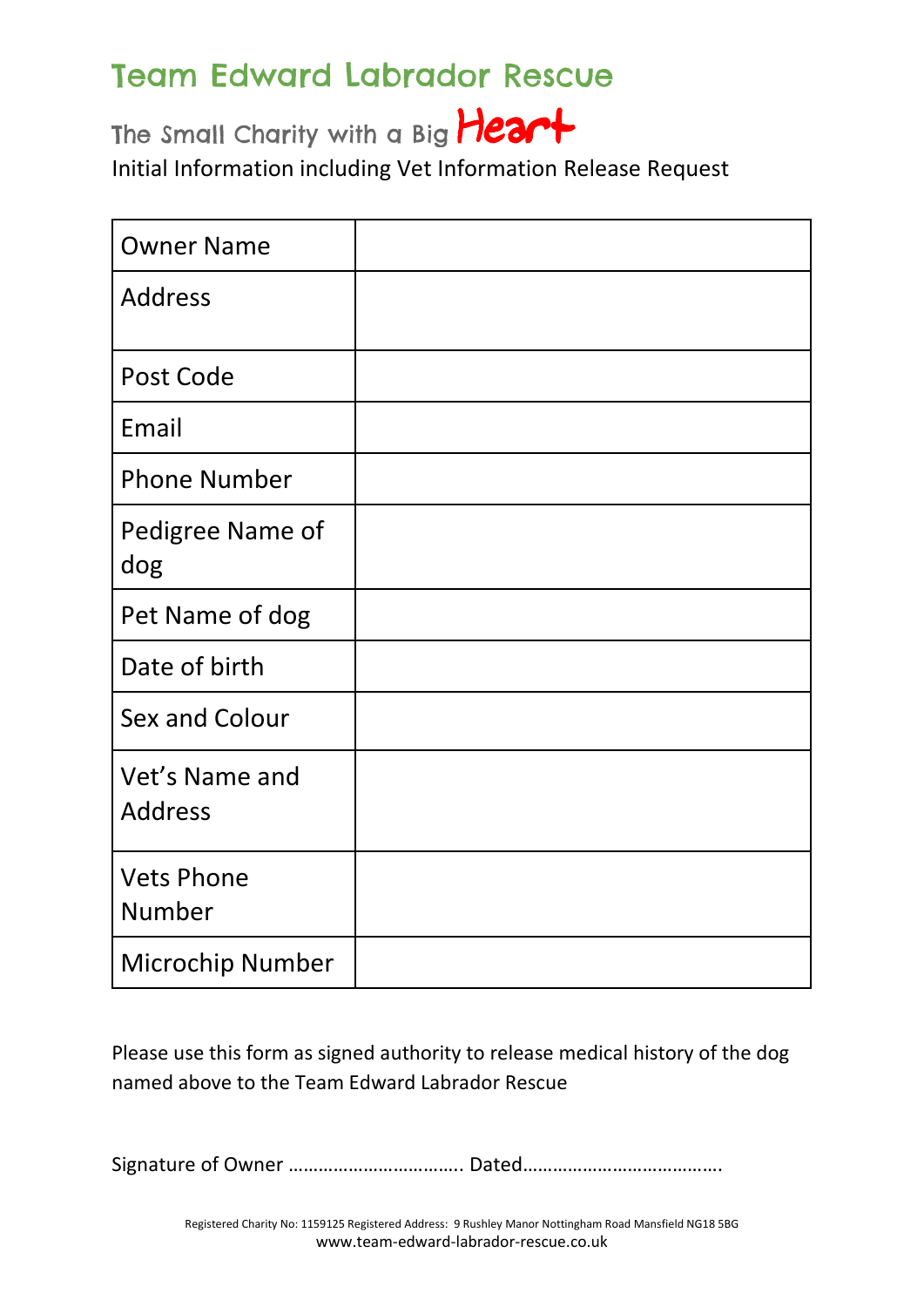# Team Edward Labrador Rescue

## The Small Charity with a Big Heart

Initial Information including Vet Information Release Request

| | |
|---|---|
| Owner Name | |
| Address | |
| Post Code | |
| Email | |
| Phone Number | |
| Pedigree Name of dog | |
| Pet Name of dog | |
| Date of birth | |
| Sex and Colour | |
| Vet's Name and Address | |
| Vets Phone Number | |
| Microchip Number | |

Please use this form as signed authority to release medical history of the dog named above to the Team Edward Labrador Rescue

Signature of Owner ……………………………. Dated………………………………….

Registered Charity No: 1159125 Registered Address: 9 Rushley Manor Nottingham Road Mansfield NG18 5BG
www.team-edward-labrador-rescue.co.uk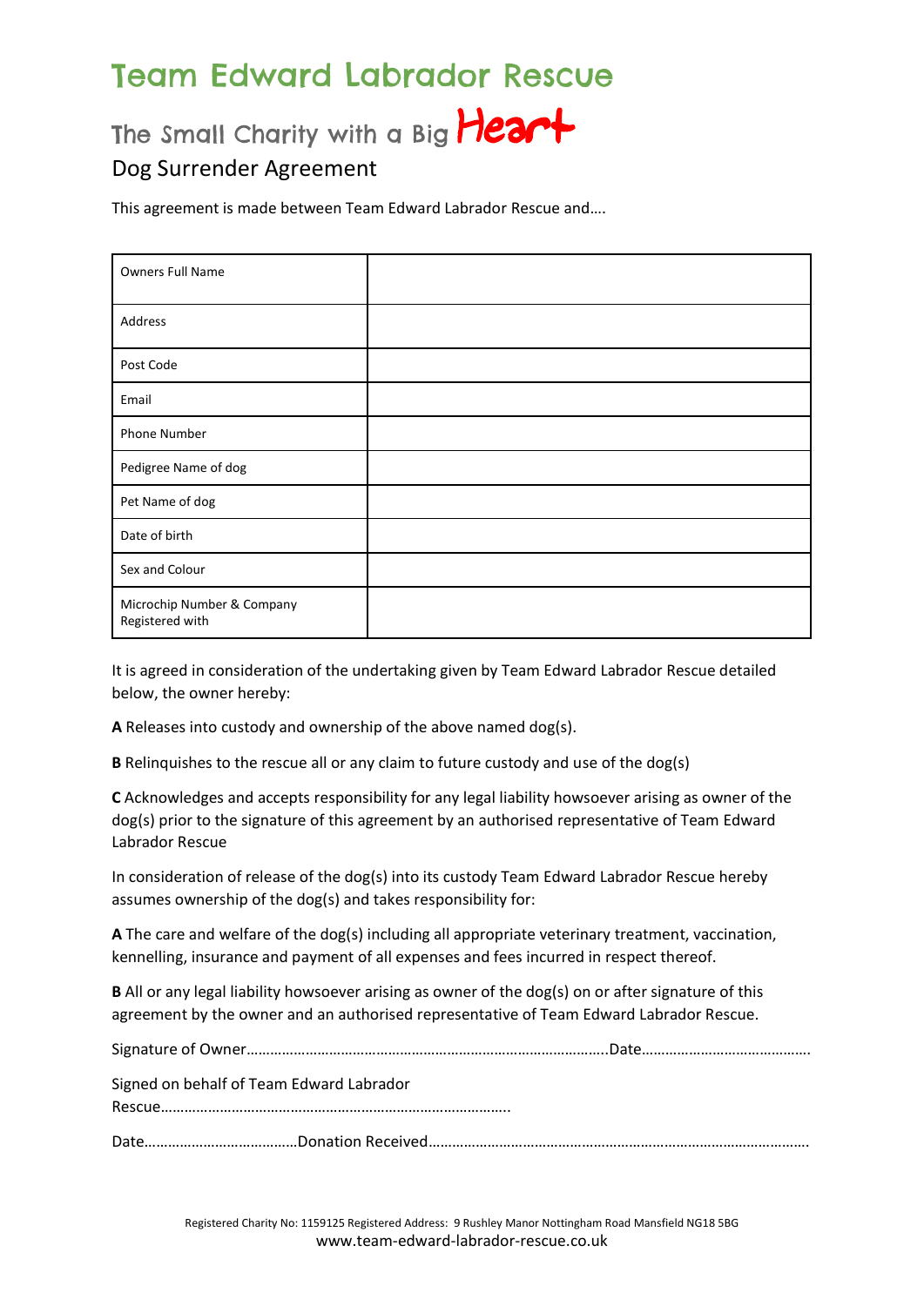# Team Edward Labrador Rescue

## The Small Charity with a Big Heart

### Dog Surrender Agreement

This agreement is made between Team Edward Labrador Rescue and….

| | |
|---|---|
| Owners Full Name | |
| Address | |
| Post Code | |
| Email | |
| Phone Number | |
| Pedigree Name of dog | |
| Pet Name of dog | |
| Date of birth | |
| Sex and Colour | |
| Microchip Number & Company Registered with | |

It is agreed in consideration of the undertaking given by Team Edward Labrador Rescue detailed below, the owner hereby:

**A** Releases into custody and ownership of the above named dog(s).

**B** Relinquishes to the rescue all or any claim to future custody and use of the dog(s)

**C** Acknowledges and accepts responsibility for any legal liability howsoever arising as owner of the dog(s) prior to the signature of this agreement by an authorised representative of Team Edward Labrador Rescue

In consideration of release of the dog(s) into its custody Team Edward Labrador Rescue hereby assumes ownership of the dog(s) and takes responsibility for:

**A** The care and welfare of the dog(s) including all appropriate veterinary treatment, vaccination, kennelling, insurance and payment of all expenses and fees incurred in respect thereof.

**B** All or any legal liability howsoever arising as owner of the dog(s) on or after signature of this agreement by the owner and an authorised representative of Team Edward Labrador Rescue.

Signature of Owner……………………………………………………………………………….Date…………………………………….

Signed on behalf of Team Edward Labrador Rescue…………………………………………………………………………..

Date…………………………………Donation Received…………………………………………………………………………………….

Registered Charity No: 1159125 Registered Address: 9 Rushley Manor Nottingham Road Mansfield NG18 5BG
www.team-edward-labrador-rescue.co.uk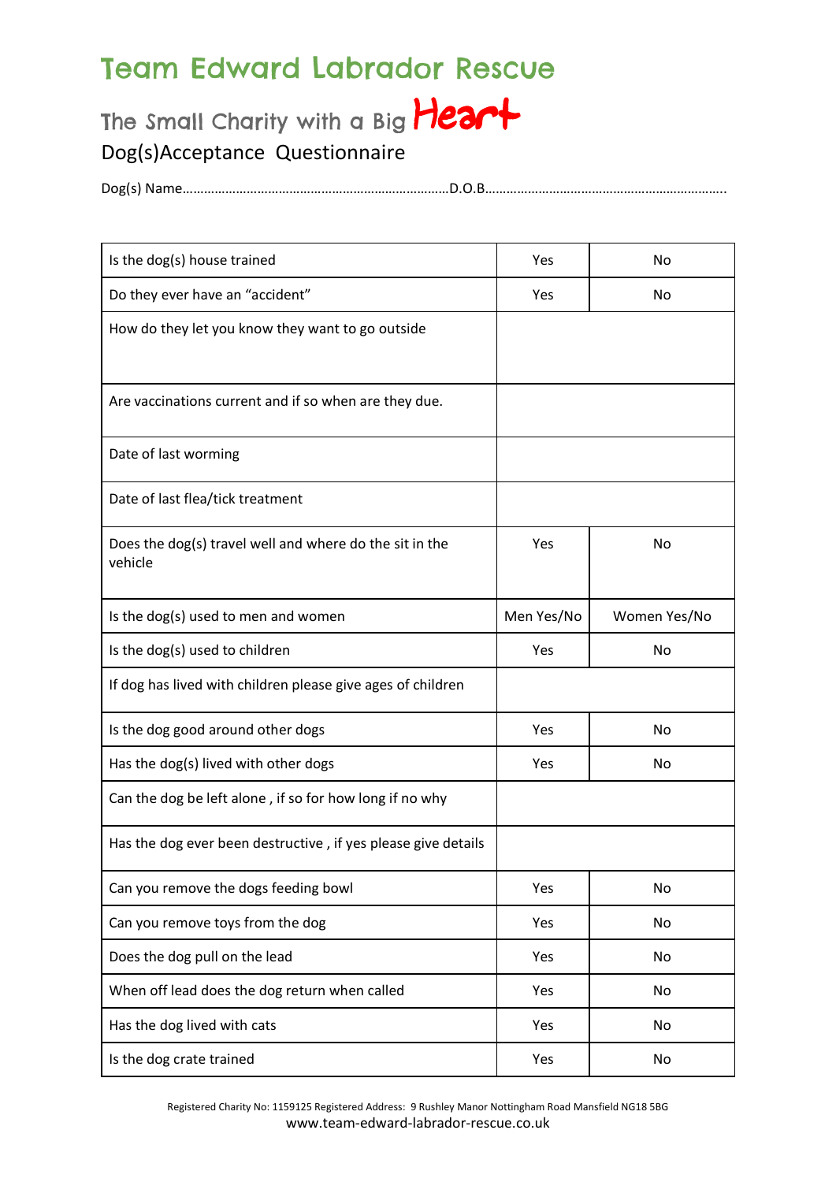# Team Edward Labrador Rescue

## The Small Charity with a Big Heart

Dog(s)Acceptance Questionnaire

Dog(s) Name…………………………………………………………………D.O.B…………………………………………………………..

| | | |
|---|---|---|
| Is the dog(s) house trained | Yes | No |
| Do they ever have an "accident" | Yes | No |
| How do they let you know they want to go outside | | |
| Are vaccinations current and if so when are they due. | | |
| Date of last worming | | |
| Date of last flea/tick treatment | | |
| Does the dog(s) travel well and where do the sit in the vehicle | Yes | No |
| Is the dog(s) used to men and women | Men Yes/No | Women Yes/No |
| Is the dog(s) used to children | Yes | No |
| If dog has lived with children please give ages of children | | |
| Is the dog good around other dogs | Yes | No |
| Has the dog(s) lived with other dogs | Yes | No |
| Can the dog be left alone , if so for how long if no why | | |
| Has the dog ever been destructive , if yes please give details | | |
| Can you remove the dogs feeding bowl | Yes | No |
| Can you remove toys from the dog | Yes | No |
| Does the dog pull on the lead | Yes | No |
| When off lead does the dog return when called | Yes | No |
| Has the dog lived with cats | Yes | No |
| Is the dog crate trained | Yes | No |

Registered Charity No: 1159125 Registered Address: 9 Rushley Manor Nottingham Road Mansfield NG18 5BG
www.team-edward-labrador-rescue.co.uk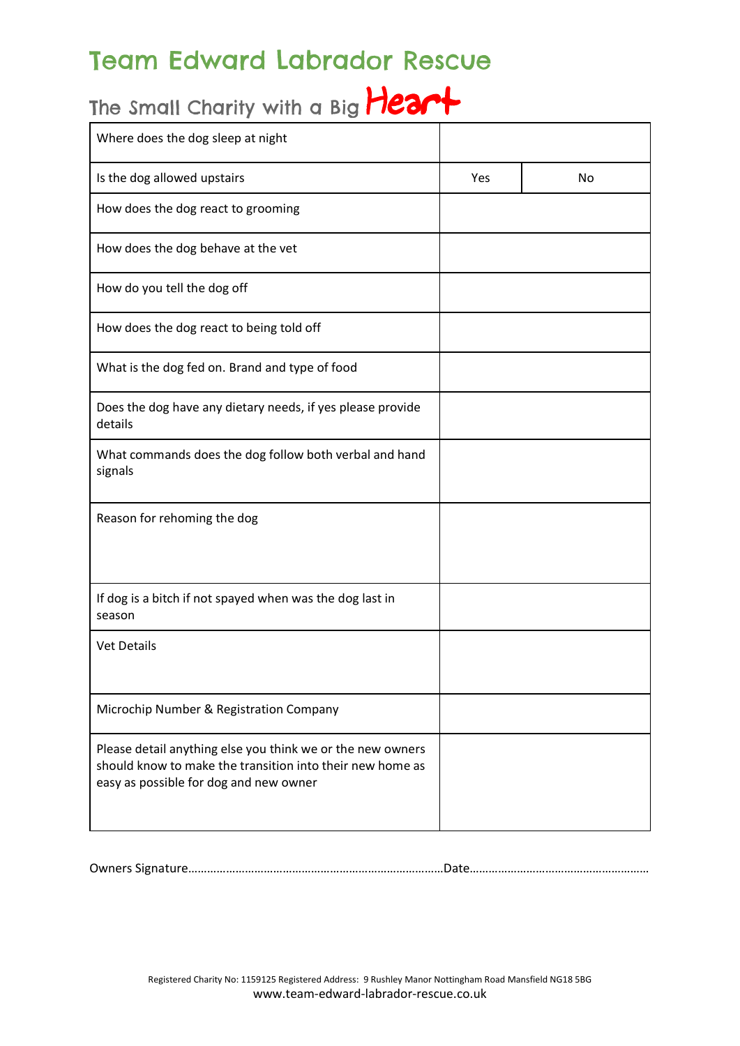# Team Edward Labrador Rescue

## The Small Charity with a Big Heart

| | | |
|---|---|---|
| Where does the dog sleep at night | | |
| Is the dog allowed upstairs | Yes | No |
| How does the dog react to grooming | | |
| How does the dog behave at the vet | | |
| How do you tell the dog off | | |
| How does the dog react to being told off | | |
| What is the dog fed on. Brand and type of food | | |
| Does the dog have any dietary needs, if yes please provide details | | |
| What commands does the dog follow both verbal and hand signals | | |
| Reason for rehoming the dog | | |
| If dog is a bitch if not spayed when was the dog last in season | | |
| Vet Details | | |
| Microchip Number & Registration Company | | |
| Please detail anything else you think we or the new owners should know to make the transition into their new home as easy as possible for dog and new owner | | |

Owners Signature……………………………………………………………………Date…………………………………………………

Registered Charity No: 1159125 Registered Address: 9 Rushley Manor Nottingham Road Mansfield NG18 5BG
www.team-edward-labrador-rescue.co.uk